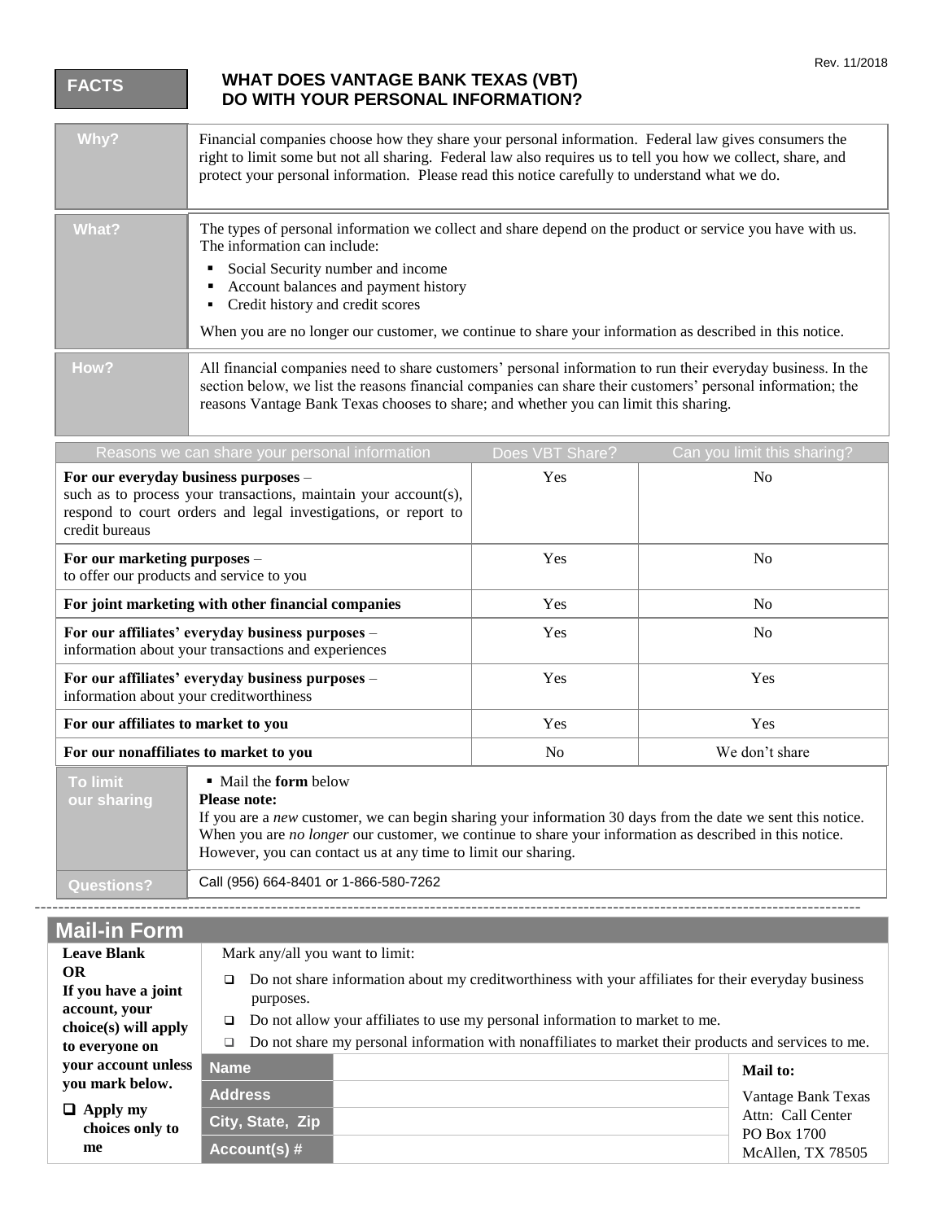Rev. 11/2018

# FACTS

## WHAT DOES VANTAGE BANK TEXAS (VBT) DO WITH YOUR PERSONAL INFORMATION?

| | |
|---|---|
| **Why?** | Financial companies choose how they share your personal information. Federal law gives consumers the right to limit some but not all sharing. Federal law also requires us to tell you how we collect, share, and protect your personal information. Please read this notice carefully to understand what we do. |
| **What?** | The types of personal information we collect and share depend on the product or service you have with us. The information can include:<br>▪ Social Security number and income<br>▪ Account balances and payment history<br>▪ Credit history and credit scores<br><br>When you are no longer our customer, we continue to share your information as described in this notice. |
| **How?** | All financial companies need to share customers' personal information to run their everyday business. In the section below, we list the reasons financial companies can share their customers' personal information; the reasons Vantage Bank Texas chooses to share; and whether you can limit this sharing. |

| Reasons we can share your personal information | Does VBT Share? | Can you limit this sharing? |
|---|---|---|
| **For our everyday business purposes** – such as to process your transactions, maintain your account(s), respond to court orders and legal investigations, or report to credit bureaus | Yes | No |
| **For our marketing purposes** – to offer our products and service to you | Yes | No |
| **For joint marketing with other financial companies** | Yes | No |
| **For our affiliates' everyday business purposes** – information about your transactions and experiences | Yes | No |
| **For our affiliates' everyday business purposes** – information about your creditworthiness | Yes | Yes |
| **For our affiliates to market to you** | Yes | Yes |
| **For our nonaffiliates to market to you** | No | We don't share |

| | |
|---|---|
| **To limit our sharing** | ▪ Mail the **form** below<br>**Please note:**<br>If you are a *new* customer, we can begin sharing your information 30 days from the date we sent this notice. When you are *no longer* our customer, we continue to share your information as described in this notice. However, you can contact us at any time to limit our sharing. |
| **Questions?** | Call (956) 664-8401 or 1-866-580-7262 |

---

## Mail-in Form

**Leave Blank OR If you have a joint account, your choice(s) will apply to everyone on your account unless you mark below.**

- ❑ **Apply my choices only to me**

Mark any/all you want to limit:

- ❑ Do not share information about my creditworthiness with your affiliates for their everyday business purposes.
- ❑ Do not allow your affiliates to use my personal information to market to me.
- ❑ Do not share my personal information with nonaffiliates to market their products and services to me.

| | |
|---|---|
| **Name** | |
| **Address** | |
| **City, State, Zip** | |
| **Account(s) #** | |

**Mail to:**

Vantage Bank Texas
Attn: Call Center
PO Box 1700
McAllen, TX 78505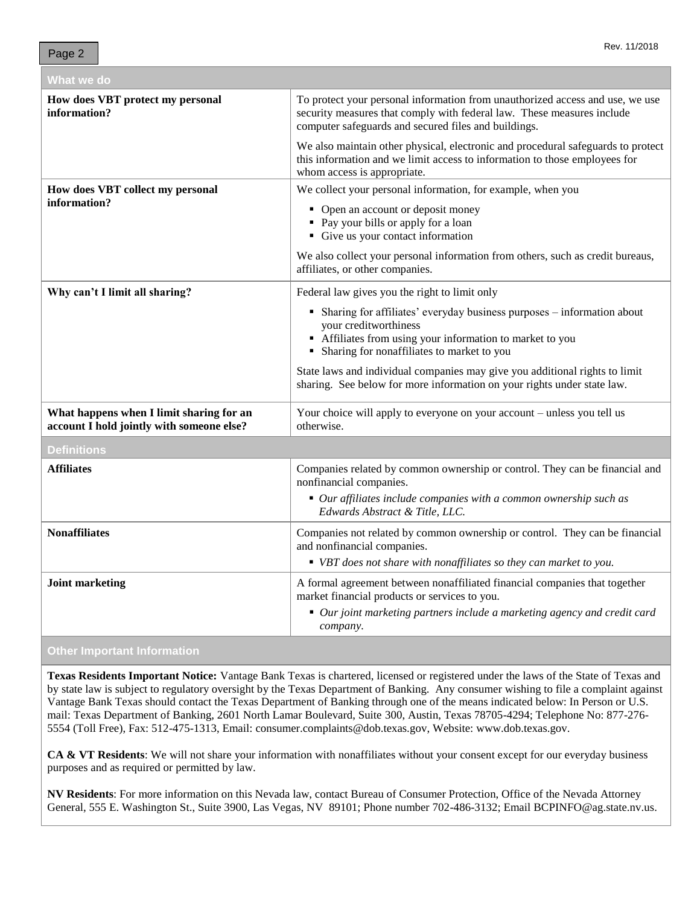| What we do | |
|---|---|
| **How does VBT protect my personal information?** | To protect your personal information from unauthorized access and use, we use security measures that comply with federal law. These measures include computer safeguards and secured files and buildings.<br><br>We also maintain other physical, electronic and procedural safeguards to protect this information and we limit access to information to those employees for whom access is appropriate. |
| **How does VBT collect my personal information?** | We collect your personal information, for example, when you<br>▪ Open an account or deposit money<br>▪ Pay your bills or apply for a loan<br>▪ Give us your contact information<br><br>We also collect your personal information from others, such as credit bureaus, affiliates, or other companies. |
| **Why can't I limit all sharing?** | Federal law gives you the right to limit only<br>▪ Sharing for affiliates' everyday business purposes – information about your creditworthiness<br>▪ Affiliates from using your information to market to you<br>▪ Sharing for nonaffiliates to market to you<br><br>State laws and individual companies may give you additional rights to limit sharing. See below for more information on your rights under state law. |
| **What happens when I limit sharing for an account I hold jointly with someone else?** | Your choice will apply to everyone on your account – unless you tell us otherwise. |

| Definitions | |
|---|---|
| **Affiliates** | Companies related by common ownership or control. They can be financial and nonfinancial companies.<br>▪ *Our affiliates include companies with a common ownership such as Edwards Abstract & Title, LLC.* |
| **Nonaffiliates** | Companies not related by common ownership or control. They can be financial and nonfinancial companies.<br>▪ *VBT does not share with nonaffiliates so they can market to you.* |
| **Joint marketing** | A formal agreement between nonaffiliated financial companies that together market financial products or services to you.<br>▪ *Our joint marketing partners include a marketing agency and credit card company.* |

## Other Important Information

**Texas Residents Important Notice:** Vantage Bank Texas is chartered, licensed or registered under the laws of the State of Texas and by state law is subject to regulatory oversight by the Texas Department of Banking. Any consumer wishing to file a complaint against Vantage Bank Texas should contact the Texas Department of Banking through one of the means indicated below: In Person or U.S. mail: Texas Department of Banking, 2601 North Lamar Boulevard, Suite 300, Austin, Texas 78705-4294; Telephone No: 877-276-5554 (Toll Free), Fax: 512-475-1313, Email: consumer.complaints@dob.texas.gov, Website: www.dob.texas.gov.

**CA & VT Residents**: We will not share your information with nonaffiliates without your consent except for our everyday business purposes and as required or permitted by law.

**NV Residents**: For more information on this Nevada law, contact Bureau of Consumer Protection, Office of the Nevada Attorney General, 555 E. Washington St., Suite 3900, Las Vegas, NV 89101; Phone number 702-486-3132; Email BCPINFO@ag.state.nv.us.